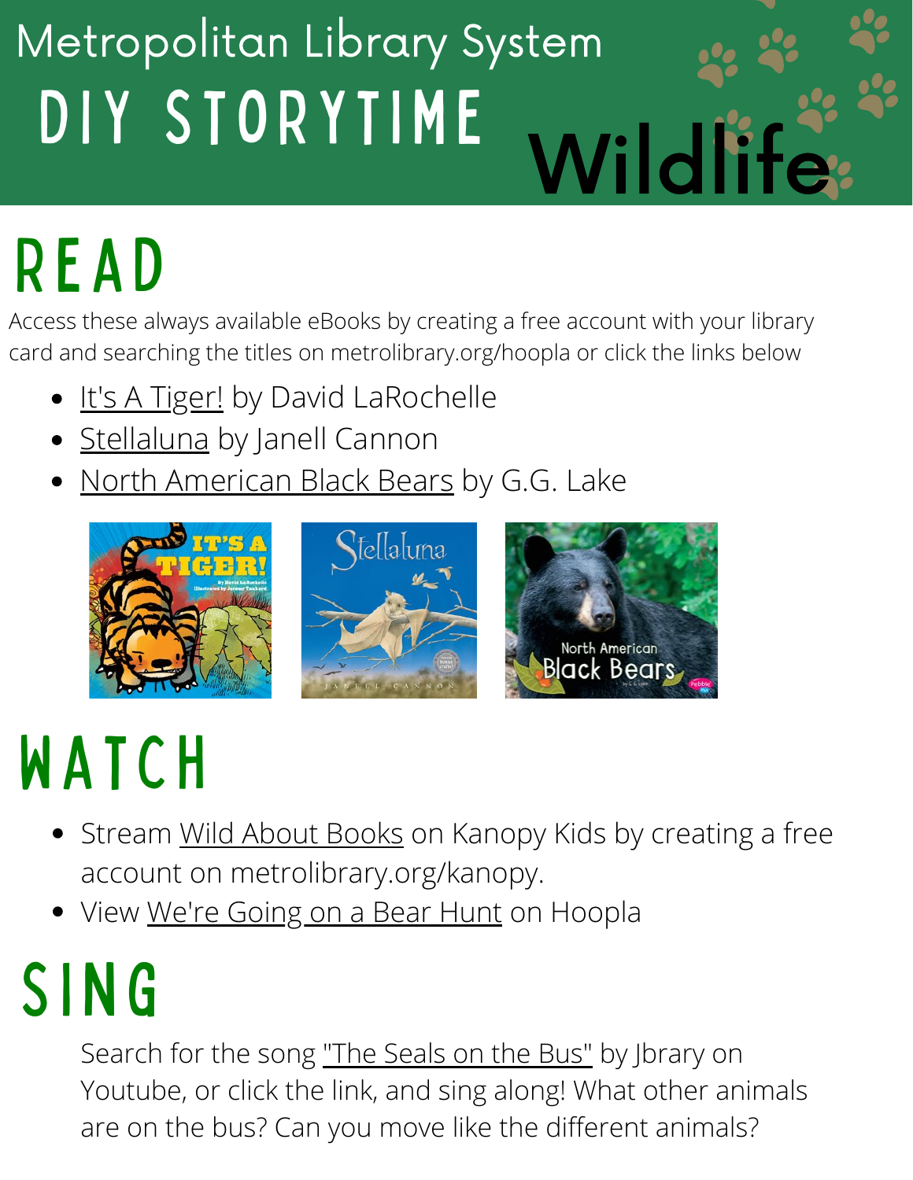# Metropolitan Library System

# DIY STORYTIME

# Wildlife

## READ

Access these always available eBooks by creating a free account with your library card and searching the titles on metrolibrary.org/hoopla or click the links below

- It's A Tiger! by David LaRochelle
- Stellaluna by Janell Cannon
- North American Black Bears by G.G. Lake

## WATCH

- Stream Wild About Books on Kanopy Kids by creating a free account on metrolibrary.org/kanopy.
- View We're Going on a Bear Hunt on Hoopla

## SING

Search for the song "The Seals on the Bus" by Jbrary on Youtube, or click the link, and sing along! What other animals are on the bus? Can you move like the different animals?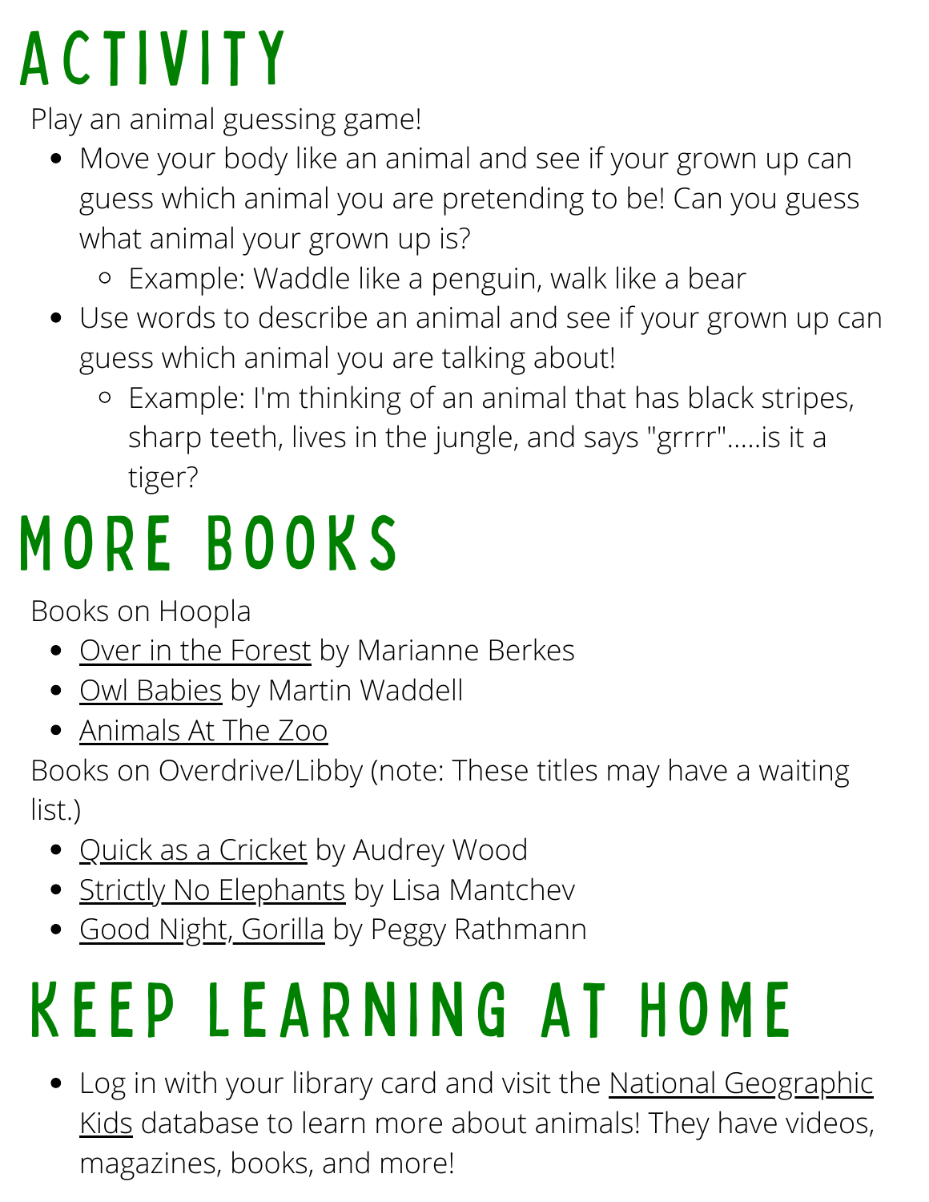# ACTIVITY

Play an animal guessing game!

- Move your body like an animal and see if your grown up can guess which animal you are pretending to be! Can you guess what animal your grown up is?
  - Example: Waddle like a penguin, walk like a bear
- Use words to describe an animal and see if your grown up can guess which animal you are talking about!
  - Example: I'm thinking of an animal that has black stripes, sharp teeth, lives in the jungle, and says "grrrr".....is it a tiger?

# MORE BOOKS

Books on Hoopla

- Over in the Forest by Marianne Berkes
- Owl Babies by Martin Waddell
- Animals At The Zoo

Books on Overdrive/Libby (note: These titles may have a waiting list.)

- Quick as a Cricket by Audrey Wood
- Strictly No Elephants by Lisa Mantchev
- Good Night, Gorilla by Peggy Rathmann

# KEEP LEARNING AT HOME

- Log in with your library card and visit the National Geographic Kids database to learn more about animals! They have videos, magazines, books, and more!